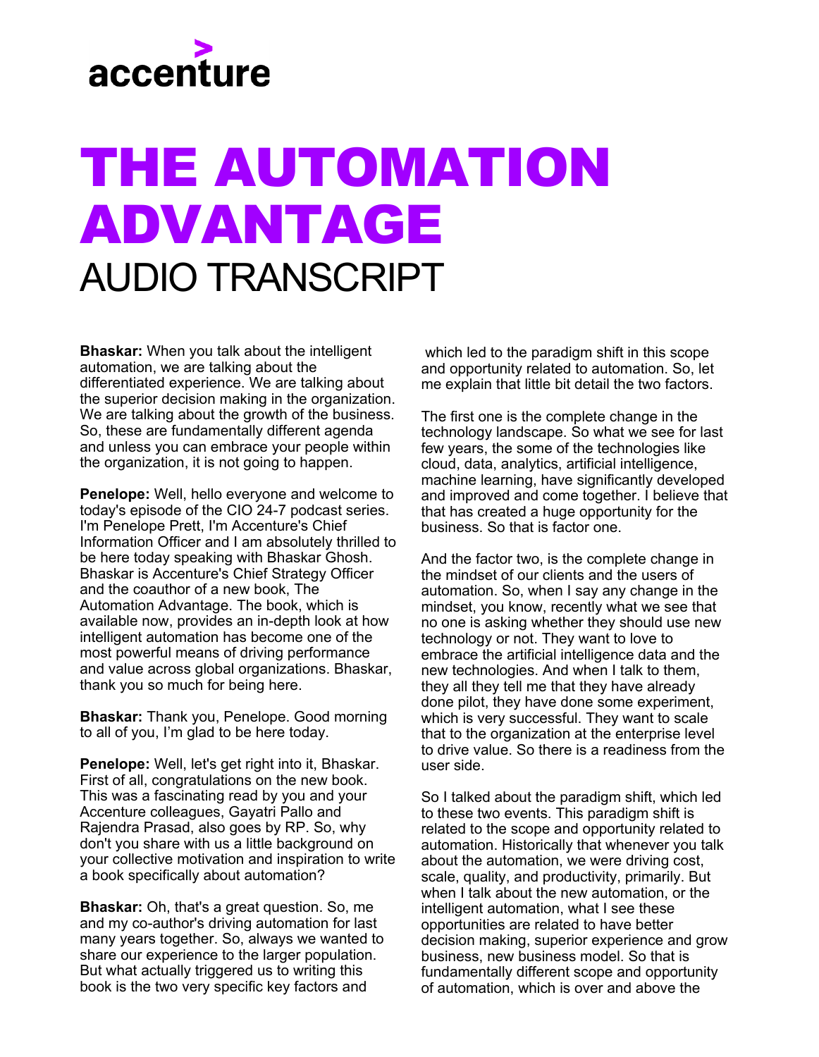# THE AUTOMATION ADVANTAGE

## AUDIO TRANSCRIPT

**Bhaskar:** When you talk about the intelligent automation, we are talking about the differentiated experience. We are talking about the superior decision making in the organization. We are talking about the growth of the business. So, these are fundamentally different agenda and unless you can embrace your people within the organization, it is not going to happen.

**Penelope:** Well, hello everyone and welcome to today's episode of the CIO 24-7 podcast series. I'm Penelope Prett, I'm Accenture's Chief Information Officer and I am absolutely thrilled to be here today speaking with Bhaskar Ghosh. Bhaskar is Accenture's Chief Strategy Officer and the coauthor of a new book, The Automation Advantage. The book, which is available now, provides an in-depth look at how intelligent automation has become one of the most powerful means of driving performance and value across global organizations. Bhaskar, thank you so much for being here.

**Bhaskar:** Thank you, Penelope. Good morning to all of you, I'm glad to be here today.

**Penelope:** Well, let's get right into it, Bhaskar. First of all, congratulations on the new book. This was a fascinating read by you and your Accenture colleagues, Gayatri Pallo and Rajendra Prasad, also goes by RP. So, why don't you share with us a little background on your collective motivation and inspiration to write a book specifically about automation?

**Bhaskar:** Oh, that's a great question. So, me and my co-author's driving automation for last many years together. So, always we wanted to share our experience to the larger population. But what actually triggered us to writing this book is the two very specific key factors and which led to the paradigm shift in this scope and opportunity related to automation. So, let me explain that little bit detail the two factors.

The first one is the complete change in the technology landscape. So what we see for last few years, the some of the technologies like cloud, data, analytics, artificial intelligence, machine learning, have significantly developed and improved and come together. I believe that that has created a huge opportunity for the business. So that is factor one.

And the factor two, is the complete change in the mindset of our clients and the users of automation. So, when I say any change in the mindset, you know, recently what we see that no one is asking whether they should use new technology or not. They want to love to embrace the artificial intelligence data and the new technologies. And when I talk to them, they all they tell me that they have already done pilot, they have done some experiment, which is very successful. They want to scale that to the organization at the enterprise level to drive value. So there is a readiness from the user side.

So I talked about the paradigm shift, which led to these two events. This paradigm shift is related to the scope and opportunity related to automation. Historically that whenever you talk about the automation, we were driving cost, scale, quality, and productivity, primarily. But when I talk about the new automation, or the intelligent automation, what I see these opportunities are related to have better decision making, superior experience and grow business, new business model. So that is fundamentally different scope and opportunity of automation, which is over and above the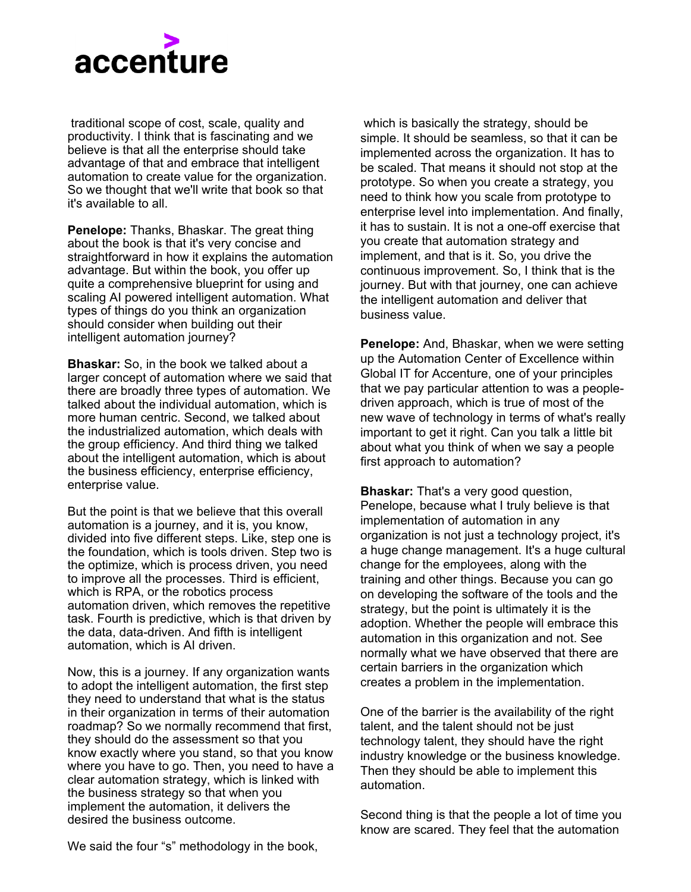traditional scope of cost, scale, quality and productivity. I think that is fascinating and we believe is that all the enterprise should take advantage of that and embrace that intelligent automation to create value for the organization. So we thought that we'll write that book so that it's available to all.

**Penelope:** Thanks, Bhaskar. The great thing about the book is that it's very concise and straightforward in how it explains the automation advantage. But within the book, you offer up quite a comprehensive blueprint for using and scaling AI powered intelligent automation. What types of things do you think an organization should consider when building out their intelligent automation journey?

**Bhaskar:** So, in the book we talked about a larger concept of automation where we said that there are broadly three types of automation. We talked about the individual automation, which is more human centric. Second, we talked about the industrialized automation, which deals with the group efficiency. And third thing we talked about the intelligent automation, which is about the business efficiency, enterprise efficiency, enterprise value.

But the point is that we believe that this overall automation is a journey, and it is, you know, divided into five different steps. Like, step one is the foundation, which is tools driven. Step two is the optimize, which is process driven, you need to improve all the processes. Third is efficient, which is RPA, or the robotics process automation driven, which removes the repetitive task. Fourth is predictive, which is that driven by the data, data-driven. And fifth is intelligent automation, which is AI driven.

Now, this is a journey. If any organization wants to adopt the intelligent automation, the first step they need to understand that what is the status in their organization in terms of their automation roadmap? So we normally recommend that first, they should do the assessment so that you know exactly where you stand, so that you know where you have to go. Then, you need to have a clear automation strategy, which is linked with the business strategy so that when you implement the automation, it delivers the desired the business outcome.

We said the four "s" methodology in the book, which is basically the strategy, should be simple. It should be seamless, so that it can be implemented across the organization. It has to be scaled. That means it should not stop at the prototype. So when you create a strategy, you need to think how you scale from prototype to enterprise level into implementation. And finally, it has to sustain. It is not a one-off exercise that you create that automation strategy and implement, and that is it. So, you drive the continuous improvement. So, I think that is the journey. But with that journey, one can achieve the intelligent automation and deliver that business value.

**Penelope:** And, Bhaskar, when we were setting up the Automation Center of Excellence within Global IT for Accenture, one of your principles that we pay particular attention to was a people-driven approach, which is true of most of the new wave of technology in terms of what's really important to get it right. Can you talk a little bit about what you think of when we say a people first approach to automation?

**Bhaskar:** That's a very good question, Penelope, because what I truly believe is that implementation of automation in any organization is not just a technology project, it's a huge change management. It's a huge cultural change for the employees, along with the training and other things. Because you can go on developing the software of the tools and the strategy, but the point is ultimately it is the adoption. Whether the people will embrace this automation in this organization and not. See normally what we have observed that there are certain barriers in the organization which creates a problem in the implementation.

One of the barrier is the availability of the right talent, and the talent should not be just technology talent, they should have the right industry knowledge or the business knowledge. Then they should be able to implement this automation.

Second thing is that the people a lot of time you know are scared. They feel that the automation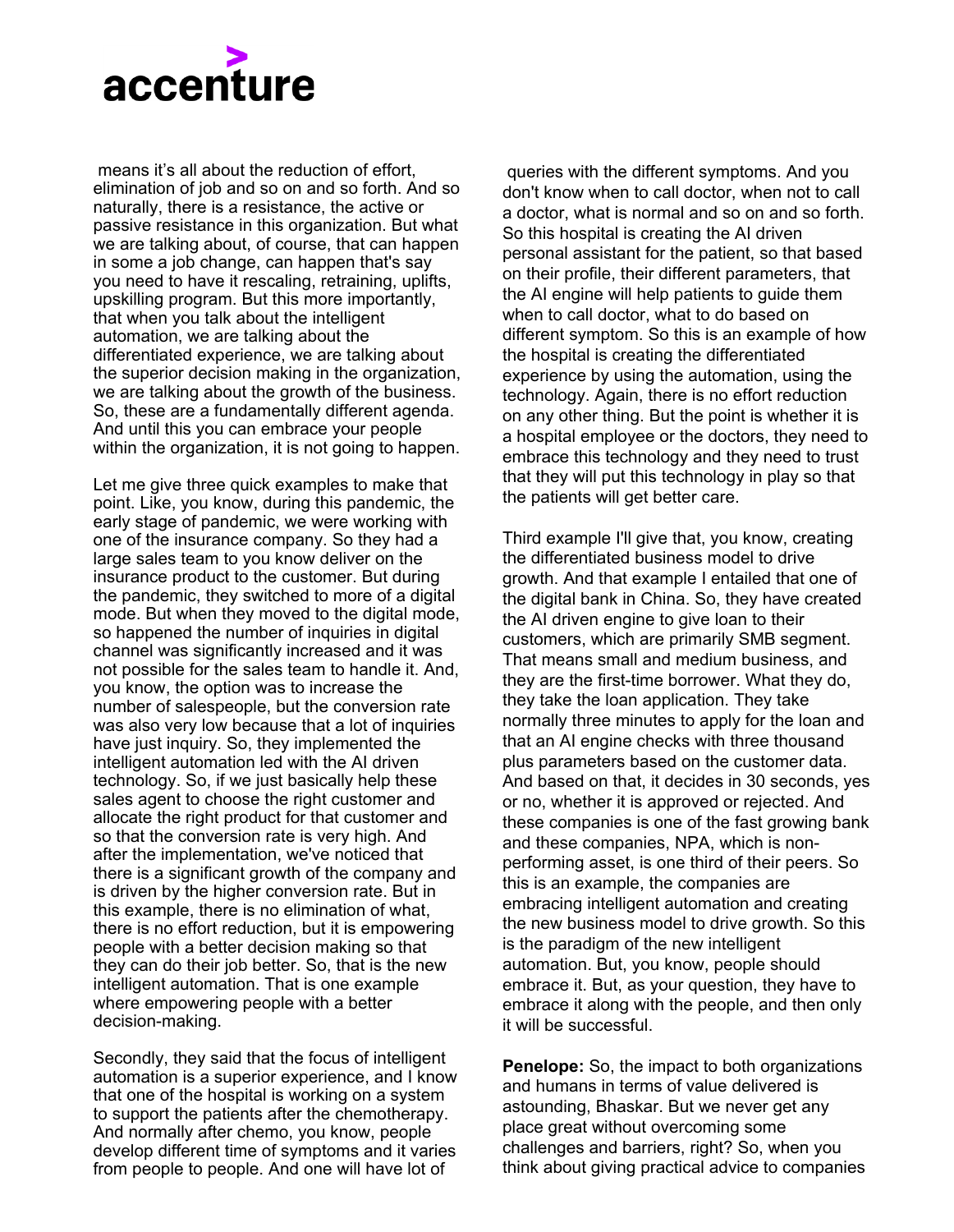means it's all about the reduction of effort, elimination of job and so on and so forth. And so naturally, there is a resistance, the active or passive resistance in this organization. But what we are talking about, of course, that can happen in some a job change, can happen that's say you need to have it rescaling, retraining, uplifts, upskilling program. But this more importantly, that when you talk about the intelligent automation, we are talking about the differentiated experience, we are talking about the superior decision making in the organization, we are talking about the growth of the business. So, these are a fundamentally different agenda. And until this you can embrace your people within the organization, it is not going to happen.

Let me give three quick examples to make that point. Like, you know, during this pandemic, the early stage of pandemic, we were working with one of the insurance company. So they had a large sales team to you know deliver on the insurance product to the customer. But during the pandemic, they switched to more of a digital mode. But when they moved to the digital mode, so happened the number of inquiries in digital channel was significantly increased and it was not possible for the sales team to handle it. And, you know, the option was to increase the number of salespeople, but the conversion rate was also very low because that a lot of inquiries have just inquiry. So, they implemented the intelligent automation led with the AI driven technology. So, if we just basically help these sales agent to choose the right customer and allocate the right product for that customer and so that the conversion rate is very high. And after the implementation, we've noticed that there is a significant growth of the company and is driven by the higher conversion rate. But in this example, there is no elimination of what, there is no effort reduction, but it is empowering people with a better decision making so that they can do their job better. So, that is the new intelligent automation. That is one example where empowering people with a better decision-making.

Secondly, they said that the focus of intelligent automation is a superior experience, and I know that one of the hospital is working on a system to support the patients after the chemotherapy. And normally after chemo, you know, people develop different time of symptoms and it varies from people to people. And one will have lot of queries with the different symptoms. And you don't know when to call doctor, when not to call a doctor, what is normal and so on and so forth. So this hospital is creating the AI driven personal assistant for the patient, so that based on their profile, their different parameters, that the AI engine will help patients to guide them when to call doctor, what to do based on different symptom. So this is an example of how the hospital is creating the differentiated experience by using the automation, using the technology. Again, there is no effort reduction on any other thing. But the point is whether it is a hospital employee or the doctors, they need to embrace this technology and they need to trust that they will put this technology in play so that the patients will get better care.

Third example I'll give that, you know, creating the differentiated business model to drive growth. And that example I entailed that one of the digital bank in China. So, they have created the AI driven engine to give loan to their customers, which are primarily SMB segment. That means small and medium business, and they are the first-time borrower. What they do, they take the loan application. They take normally three minutes to apply for the loan and that an AI engine checks with three thousand plus parameters based on the customer data. And based on that, it decides in 30 seconds, yes or no, whether it is approved or rejected. And these companies is one of the fast growing bank and these companies, NPA, which is non-performing asset, is one third of their peers. So this is an example, the companies are embracing intelligent automation and creating the new business model to drive growth. So this is the paradigm of the new intelligent automation. But, you know, people should embrace it. But, as your question, they have to embrace it along with the people, and then only it will be successful.

**Penelope:** So, the impact to both organizations and humans in terms of value delivered is astounding, Bhaskar. But we never get any place great without overcoming some challenges and barriers, right? So, when you think about giving practical advice to companies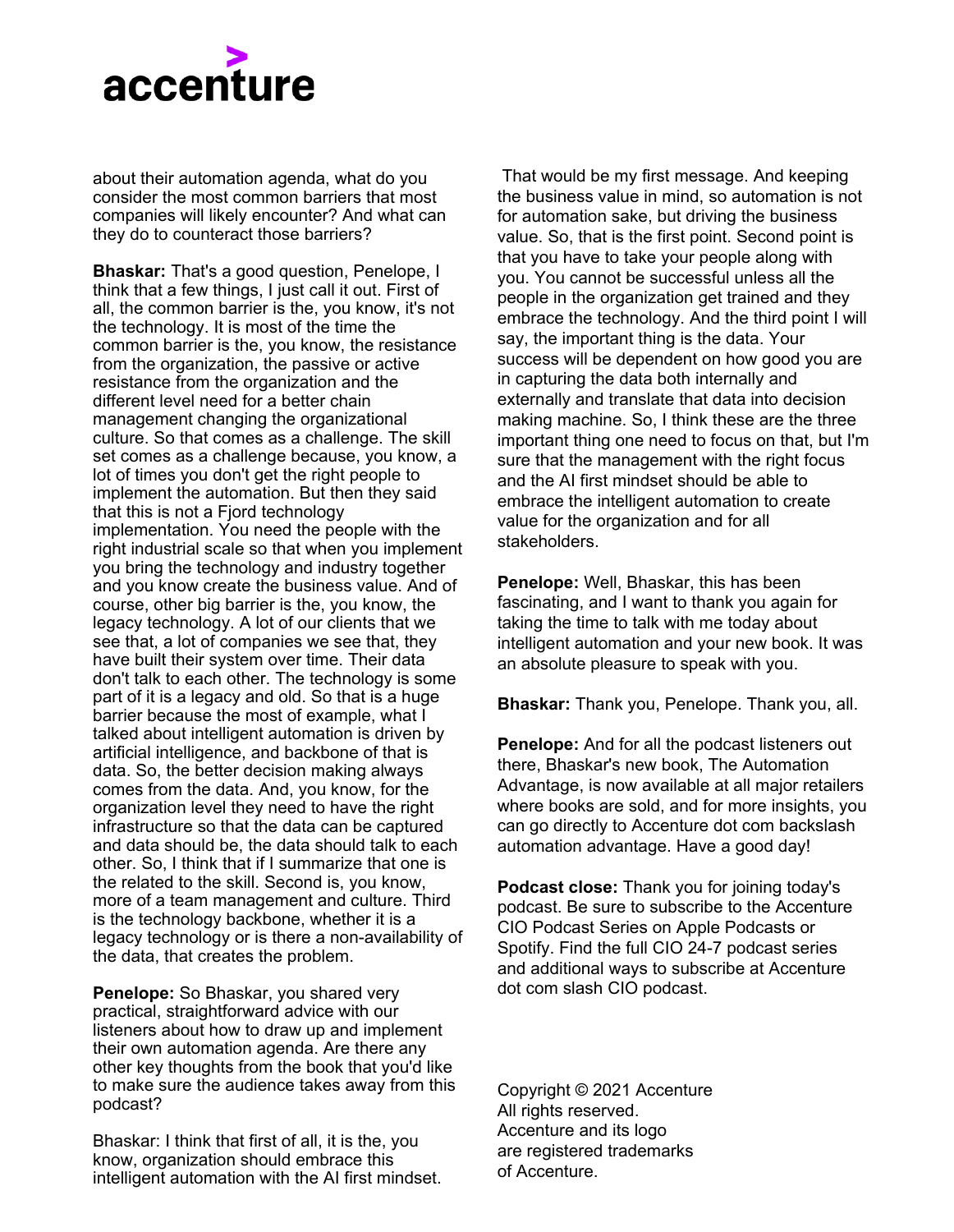about their automation agenda, what do you consider the most common barriers that most companies will likely encounter? And what can they do to counteract those barriers?

**Bhaskar:** That's a good question, Penelope, I think that a few things, I just call it out. First of all, the common barrier is the, you know, it's not the technology. It is most of the time the common barrier is the, you know, the resistance from the organization, the passive or active resistance from the organization and the different level need for a better chain management changing the organizational culture. So that comes as a challenge. The skill set comes as a challenge because, you know, a lot of times you don't get the right people to implement the automation. But then they said that this is not a Fjord technology implementation. You need the people with the right industrial scale so that when you implement you bring the technology and industry together and you know create the business value. And of course, other big barrier is the, you know, the legacy technology. A lot of our clients that we see that, a lot of companies we see that, they have built their system over time. Their data don't talk to each other. The technology is some part of it is a legacy and old. So that is a huge barrier because the most of example, what I talked about intelligent automation is driven by artificial intelligence, and backbone of that is data. So, the better decision making always comes from the data. And, you know, for the organization level they need to have the right infrastructure so that the data can be captured and data should be, the data should talk to each other. So, I think that if I summarize that one is the related to the skill. Second is, you know, more of a team management and culture. Third is the technology backbone, whether it is a legacy technology or is there a non-availability of the data, that creates the problem.

**Penelope:** So Bhaskar, you shared very practical, straightforward advice with our listeners about how to draw up and implement their own automation agenda. Are there any other key thoughts from the book that you'd like to make sure the audience takes away from this podcast?

Bhaskar: I think that first of all, it is the, you know, organization should embrace this intelligent automation with the AI first mindset. That would be my first message. And keeping the business value in mind, so automation is not for automation sake, but driving the business value. So, that is the first point. Second point is that you have to take your people along with you. You cannot be successful unless all the people in the organization get trained and they embrace the technology. And the third point I will say, the important thing is the data. Your success will be dependent on how good you are in capturing the data both internally and externally and translate that data into decision making machine. So, I think these are the three important thing one need to focus on that, but I'm sure that the management with the right focus and the AI first mindset should be able to embrace the intelligent automation to create value for the organization and for all stakeholders.

**Penelope:** Well, Bhaskar, this has been fascinating, and I want to thank you again for taking the time to talk with me today about intelligent automation and your new book. It was an absolute pleasure to speak with you.

**Bhaskar:** Thank you, Penelope. Thank you, all.

**Penelope:** And for all the podcast listeners out there, Bhaskar's new book, The Automation Advantage, is now available at all major retailers where books are sold, and for more insights, you can go directly to Accenture dot com backslash automation advantage. Have a good day!

**Podcast close:** Thank you for joining today's podcast. Be sure to subscribe to the Accenture CIO Podcast Series on Apple Podcasts or Spotify. Find the full CIO 24-7 podcast series and additional ways to subscribe at Accenture dot com slash CIO podcast.

Copyright © 2021 Accenture
All rights reserved.
Accenture and its logo
are registered trademarks
of Accenture.